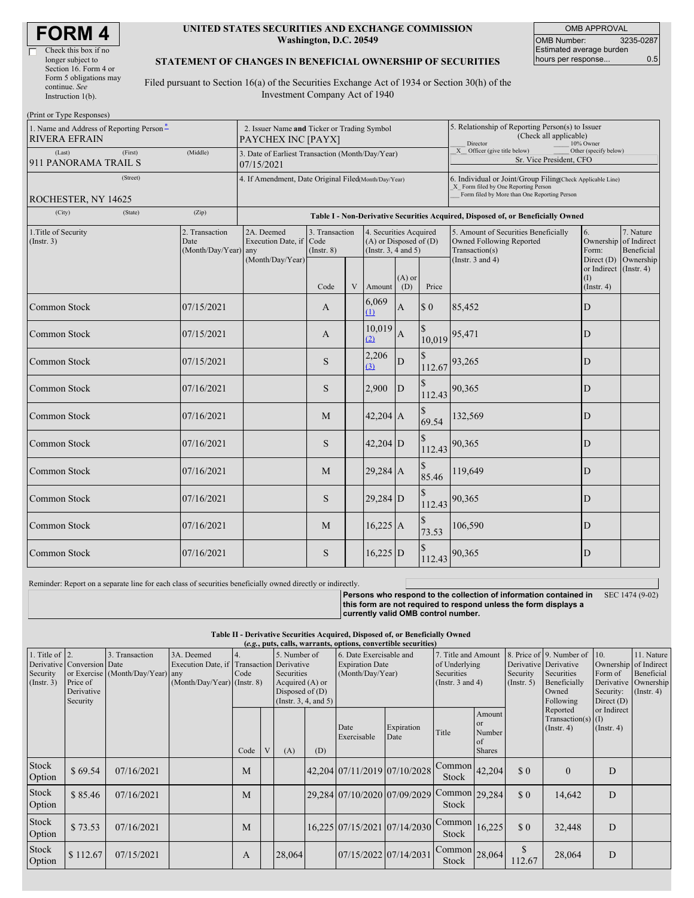# FORM 4

☐ Check this box if no longer subject to Section 16. Form 4 or Form 5 obligations may continue. *See* Instruction 1(b).

**UNITED STATES SECURITIES AND EXCHANGE COMMISSION**
**Washington, D.C. 20549**

**STATEMENT OF CHANGES IN BENEFICIAL OWNERSHIP OF SECURITIES**

Filed pursuant to Section 16(a) of the Securities Exchange Act of 1934 or Section 30(h) of the Investment Company Act of 1940

| OMB APPROVAL | |
|---|---|
| OMB Number: | 3235-0287 |
| Estimated average burden hours per response... | 0.5 |

(Print or Type Responses)

| 1. Name and Address of Reporting Person * | 2. Issuer Name and Ticker or Trading Symbol | 5. Relationship of Reporting Person(s) to Issuer (Check all applicable) |
|---|---|---|
| RIVERA EFRAIN | PAYCHEX INC [PAYX] | ___ Director ___ 10% Owner |
| (Last) (First) (Middle) 911 PANORAMA TRAIL S | 3. Date of Earliest Transaction (Month/Day/Year) 07/15/2021 | _X_ Officer (give title below) ___ Other (specify below) Sr. Vice President, CFO |
| (Street) ROCHESTER, NY 14625 | 4. If Amendment, Date Original Filed (Month/Day/Year) | 6. Individual or Joint/Group Filing (Check Applicable Line) _X_ Form filed by One Reporting Person ___ Form filed by More than One Reporting Person |
| (City) (State) (Zip) | | |

**Table I - Non-Derivative Securities Acquired, Disposed of, or Beneficially Owned**

| 1.Title of Security (Instr. 3) | 2. Transaction Date (Month/Day/Year) | 2A. Deemed Execution Date, if any (Month/Day/Year) | 3. Transaction Code (Instr. 8) | | 4. Securities Acquired (A) or Disposed of (D) (Instr. 3, 4 and 5) | | | 5. Amount of Securities Beneficially Owned Following Reported Transaction(s) (Instr. 3 and 4) | 6. Ownership Form: Direct (D) or Indirect (I) (Instr. 4) | 7. Nature of Indirect Beneficial Ownership (Instr. 4) |
|---|---|---|---|---|---|---|---|---|---|---|
| | | | Code | V | Amount | (A) or (D) | Price | | | |
| Common Stock | 07/15/2021 | | A | | 6,069 (1) | A | $ 0 | 85,452 | D | |
| Common Stock | 07/15/2021 | | A | | 10,019 (2) | A | $ 10,019 | 95,471 | D | |
| Common Stock | 07/15/2021 | | S | | 2,206 (3) | D | $ 112.67 | 93,265 | D | |
| Common Stock | 07/16/2021 | | S | | 2,900 | D | $ 112.43 | 90,365 | D | |
| Common Stock | 07/16/2021 | | M | | 42,204 | A | $ 69.54 | 132,569 | D | |
| Common Stock | 07/16/2021 | | S | | 42,204 | D | $ 112.43 | 90,365 | D | |
| Common Stock | 07/16/2021 | | M | | 29,284 | A | $ 85.46 | 119,649 | D | |
| Common Stock | 07/16/2021 | | S | | 29,284 | D | $ 112.43 | 90,365 | D | |
| Common Stock | 07/16/2021 | | M | | 16,225 | A | $ 73.53 | 106,590 | D | |
| Common Stock | 07/16/2021 | | S | | 16,225 | D | $ 112.43 | 90,365 | D | |

Reminder: Report on a separate line for each class of securities beneficially owned directly or indirectly.

**Persons who respond to the collection of information contained in this form are not required to respond unless the form displays a currently valid OMB control number.** SEC 1474 (9-02)

**Table II - Derivative Securities Acquired, Disposed of, or Beneficially Owned**
***(e.g., puts, calls, warrants, options, convertible securities)***

| 1. Title of Derivative Security (Instr. 3) | 2. Conversion or Exercise Price of Derivative Security | 3. Transaction Date (Month/Day/Year) | 3A. Deemed Execution Date, if any (Month/Day/Year) | 4. Transaction Code (Instr. 8) | | 5. Number of Derivative Securities Acquired (A) or Disposed of (D) (Instr. 3, 4, and 5) | | 6. Date Exercisable and Expiration Date (Month/Day/Year) | | 7. Title and Amount of Underlying Securities (Instr. 3 and 4) | | 8. Price of Derivative Security (Instr. 5) | 9. Number of Derivative Securities Beneficially Owned Following Reported Transaction(s) (Instr. 4) | 10. Ownership Form of Derivative Security: Direct (D) or Indirect (I) (Instr. 4) | 11. Nature of Indirect Beneficial Ownership (Instr. 4) |
|---|---|---|---|---|---|---|---|---|---|---|---|---|---|---|---|
| | | | | Code | V | (A) | (D) | Date Exercisable | Expiration Date | Title | Amount or Number of Shares | | | | |
| Stock Option | $ 69.54 | 07/16/2021 | | M | | | 42,204 | 07/11/2019 | 07/10/2028 | Common Stock | 42,204 | $ 0 | 0 | D | |
| Stock Option | $ 85.46 | 07/16/2021 | | M | | | 29,284 | 07/10/2020 | 07/09/2029 | Common Stock | 29,284 | $ 0 | 14,642 | D | |
| Stock Option | $ 73.53 | 07/16/2021 | | M | | | 16,225 | 07/15/2021 | 07/14/2030 | Common Stock | 16,225 | $ 0 | 32,448 | D | |
| Stock Option | $ 112.67 | 07/15/2021 | | A | | 28,064 | | 07/15/2022 | 07/14/2031 | Common Stock | 28,064 | $ 112.67 | 28,064 | D | |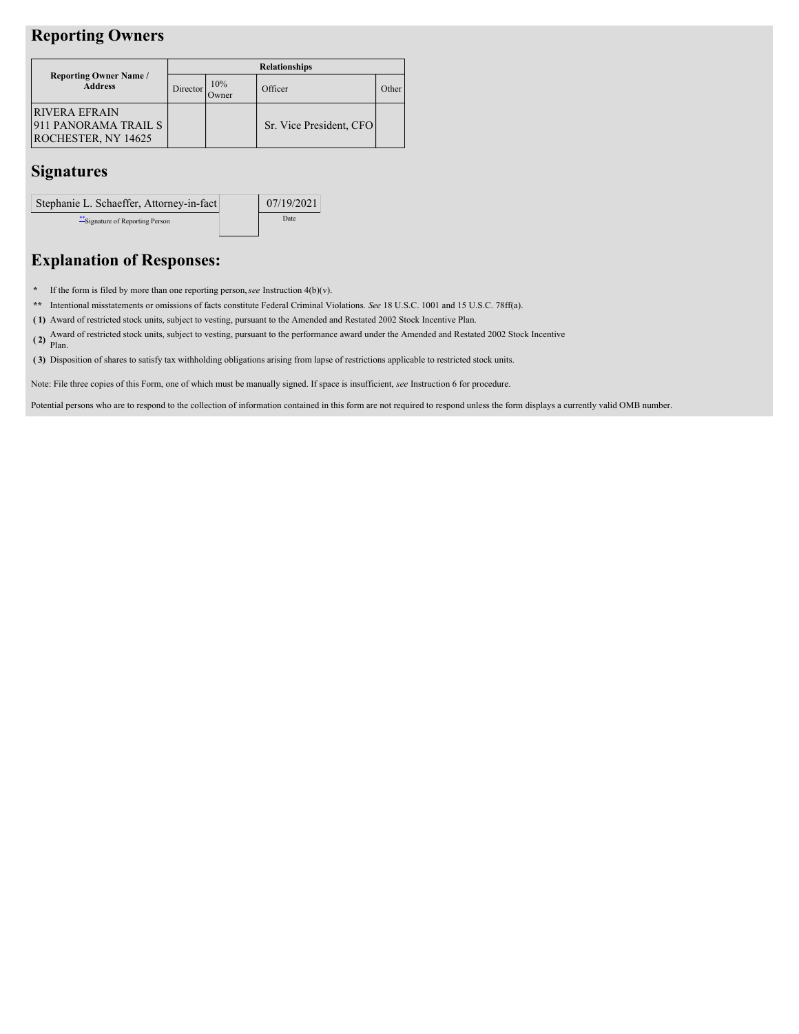## Reporting Owners

| Reporting Owner Name / Address | Relationships | | | |
|---|---|---|---|---|
| | Director | 10% Owner | Officer | Other |
| RIVERA EFRAIN<br>911 PANORAMA TRAIL S<br>ROCHESTER, NY 14625 | | | Sr. Vice President, CFO | |

## Signatures

| | | |
|---|---|---|
| Stephanie L. Schaeffer, Attorney-in-fact | | 07/19/2021 |
| **Signature of Reporting Person | | Date |

## Explanation of Responses:

- \* If the form is filed by more than one reporting person, *see* Instruction 4(b)(v).
- ** Intentional misstatements or omissions of facts constitute Federal Criminal Violations. *See* 18 U.S.C. 1001 and 15 U.S.C. 78ff(a).
- ( 1) Award of restricted stock units, subject to vesting, pursuant to the Amended and Restated 2002 Stock Incentive Plan.
- ( 2) Award of restricted stock units, subject to vesting, pursuant to the performance award under the Amended and Restated 2002 Stock Incentive Plan.
- ( 3) Disposition of shares to satisfy tax withholding obligations arising from lapse of restrictions applicable to restricted stock units.

Note: File three copies of this Form, one of which must be manually signed. If space is insufficient, *see* Instruction 6 for procedure.

Potential persons who are to respond to the collection of information contained in this form are not required to respond unless the form displays a currently valid OMB number.